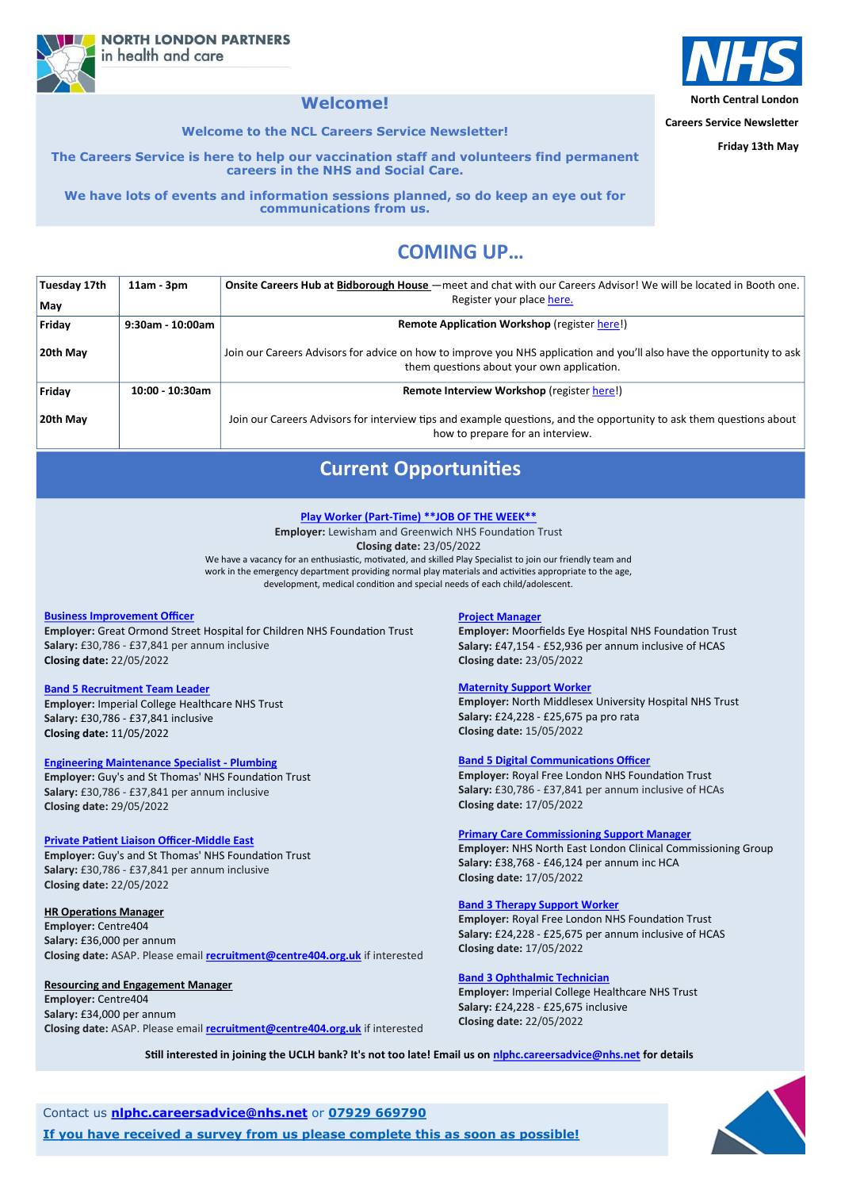NORTH LONDON PARTNERS in health and care

NHS

North Central London

Careers Service Newsletter

Friday 13th May

# Welcome!

**Welcome to the NCL Careers Service Newsletter!**

**The Careers Service is here to help our vaccination staff and volunteers find permanent careers in the NHS and Social Care.**

**We have lots of events and information sessions planned, so do keep an eye out for communications from us.**

## COMING UP…

| Date | Time | Event |
|---|---|---|
| **Tuesday 17th May** | **11am - 3pm** | **Onsite Careers Hub at Bidborough House** —meet and chat with our Careers Advisor! We will be located in Booth one. Register your place here. |
| **Friday 20th May** | **9:30am - 10:00am** | **Remote Application Workshop** (register here!) Join our Careers Advisors for advice on how to improve you NHS application and you'll also have the opportunity to ask them questions about your own application. |
| **Friday 20th May** | **10:00 - 10:30am** | **Remote Interview Workshop** (register here!) Join our Careers Advisors for interview tips and example questions, and the opportunity to ask them questions about how to prepare for an interview. |

## Current Opportunities

**Play Worker (Part-Time) **JOB OF THE WEEK****
**Employer:** Lewisham and Greenwich NHS Foundation Trust
**Closing date:** 23/05/2022
We have a vacancy for an enthusiastic, motivated, and skilled Play Specialist to join our friendly team and work in the emergency department providing normal play materials and activities appropriate to the age, development, medical condition and special needs of each child/adolescent.

**Business Improvement Officer**
**Employer:** Great Ormond Street Hospital for Children NHS Foundation Trust
**Salary:** £30,786 - £37,841 per annum inclusive
**Closing date:** 22/05/2022

**Band 5 Recruitment Team Leader**
**Employer:** Imperial College Healthcare NHS Trust
**Salary:** £30,786 - £37,841 inclusive
**Closing date:** 11/05/2022

**Engineering Maintenance Specialist - Plumbing**
**Employer:** Guy's and St Thomas' NHS Foundation Trust
**Salary:** £30,786 - £37,841 per annum inclusive
**Closing date:** 29/05/2022

**Private Patient Liaison Officer-Middle East**
**Employer:** Guy's and St Thomas' NHS Foundation Trust
**Salary:** £30,786 - £37,841 per annum inclusive
**Closing date:** 22/05/2022

**HR Operations Manager**
**Employer:** Centre404
**Salary:** £36,000 per annum
**Closing date:** ASAP. Please email **recruitment@centre404.org.uk** if interested

**Resourcing and Engagement Manager**
**Employer:** Centre404
**Salary:** £34,000 per annum
**Closing date:** ASAP. Please email **recruitment@centre404.org.uk** if interested

**Project Manager**
**Employer:** Moorfields Eye Hospital NHS Foundation Trust
**Salary:** £47,154 - £52,936 per annum inclusive of HCAS
**Closing date:** 23/05/2022

**Maternity Support Worker**
**Employer:** North Middlesex University Hospital NHS Trust
**Salary:** £24,228 - £25,675 pa pro rata
**Closing date:** 15/05/2022

**Band 5 Digital Communications Officer**
**Employer:** Royal Free London NHS Foundation Trust
**Salary:** £30,786 - £37,841 per annum inclusive of HCAs
**Closing date:** 17/05/2022

**Primary Care Commissioning Support Manager**
**Employer:** NHS North East London Clinical Commissioning Group
**Salary:** £38,768 - £46,124 per annum inc HCA
**Closing date:** 17/05/2022

**Band 3 Therapy Support Worker**
**Employer:** Royal Free London NHS Foundation Trust
**Salary:** £24,228 - £25,675 per annum inclusive of HCAS
**Closing date:** 17/05/2022

**Band 3 Ophthalmic Technician**
**Employer:** Imperial College Healthcare NHS Trust
**Salary:** £24,228 - £25,675 inclusive
**Closing date:** 22/05/2022

**Still interested in joining the UCLH bank? It's not too late! Email us on nlphc.careersadvice@nhs.net for details**

Contact us **nlphc.careersadvice@nhs.net** or **07929 669790**

**If you have received a survey from us please complete this as soon as possible!**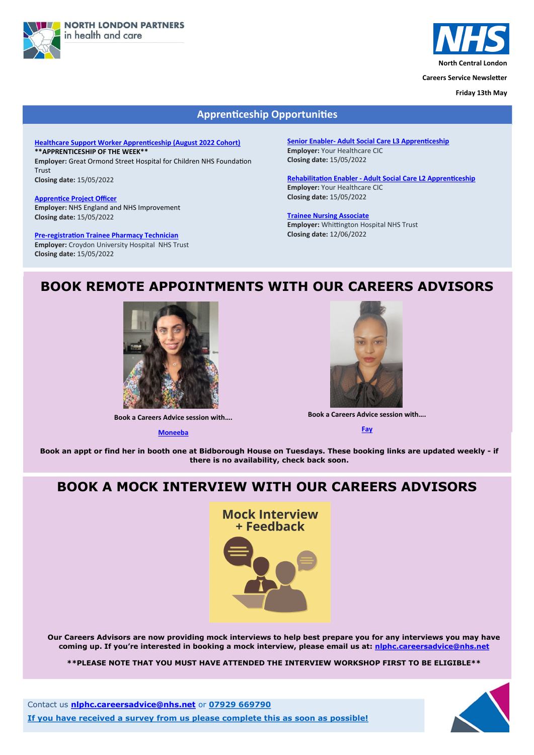NORTH LONDON PARTNERS in health and care

North Central London

Careers Service Newsletter

Friday 13th May

## Apprenticeship Opportunities

**Healthcare Support Worker Apprenticeship (August 2022 Cohort)**
****APPRENTICESHIP OF THE WEEK****
**Employer:** Great Ormond Street Hospital for Children NHS Foundation Trust
**Closing date:** 15/05/2022

**Apprentice Project Officer**
**Employer:** NHS England and NHS Improvement
**Closing date:** 15/05/2022

**Pre-registration Trainee Pharmacy Technician**
**Employer:** Croydon University Hospital NHS Trust
**Closing date:** 15/05/2022

**Senior Enabler- Adult Social Care L3 Apprenticeship**
**Employer:** Your Healthcare CIC
**Closing date:** 15/05/2022

**Rehabilitation Enabler - Adult Social Care L2 Apprenticeship**
**Employer:** Your Healthcare CIC
**Closing date:** 15/05/2022

**Trainee Nursing Associate**
**Employer:** Whittington Hospital NHS Trust
**Closing date:** 12/06/2022

## BOOK REMOTE APPOINTMENTS WITH OUR CAREERS ADVISORS

**Book a Careers Advice session with….**

**Moneeba**

**Book a Careers Advice session with….**

**Fay**

**Book an appt or find her in booth one at Bidborough House on Tuesdays. These booking links are updated weekly - if there is no availability, check back soon.**

## BOOK A MOCK INTERVIEW WITH OUR CAREERS ADVISORS

Mock Interview + Feedback

**Our Careers Advisors are now providing mock interviews to help best prepare you for any interviews you may have coming up. If you're interested in booking a mock interview, please email us at: nlphc.careersadvice@nhs.net**

****PLEASE NOTE THAT YOU MUST HAVE ATTENDED THE INTERVIEW WORKSHOP FIRST TO BE ELIGIBLE****

Contact us **nlphc.careersadvice@nhs.net** or **07929 669790**

**If you have received a survey from us please complete this as soon as possible!**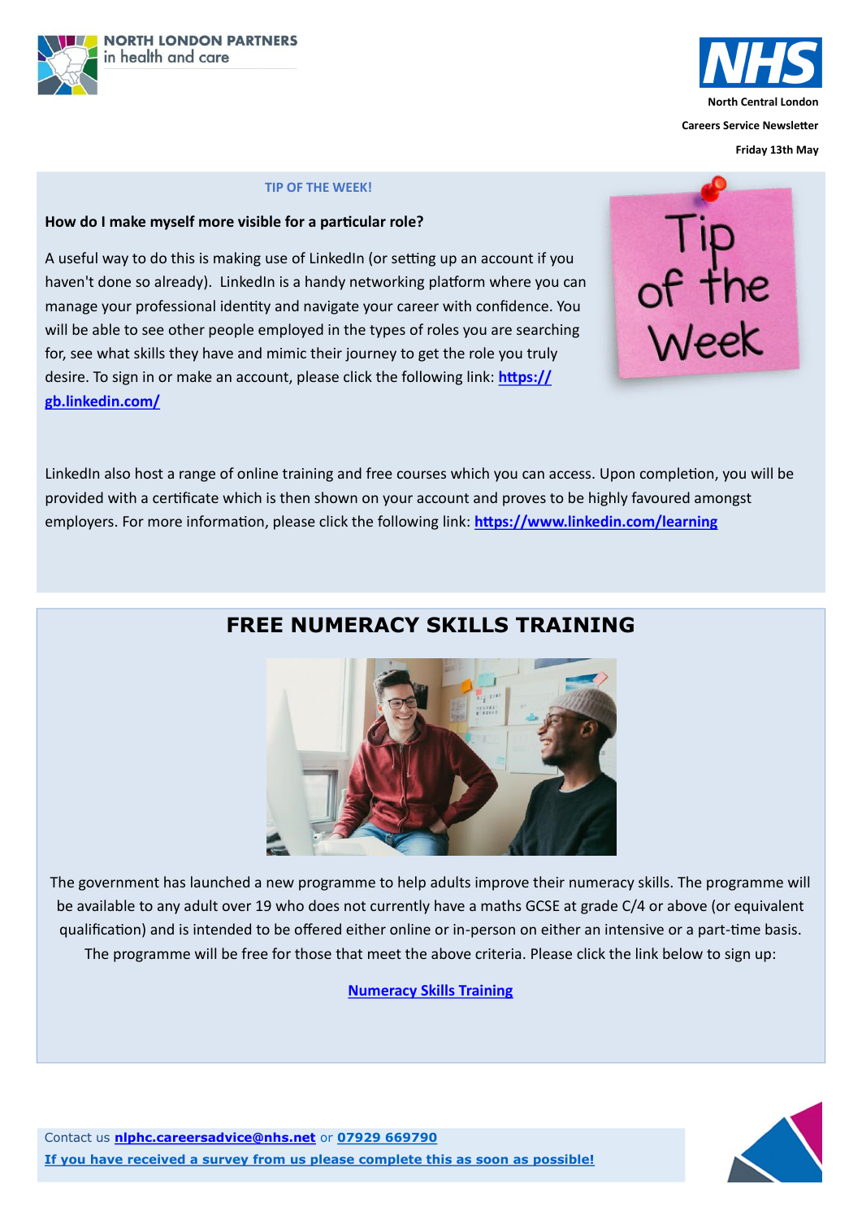NORTH LONDON PARTNERS in health and care

NHS North Central London

Careers Service Newsletter

Friday 13th May

**TIP OF THE WEEK!**

**How do I make myself more visible for a particular role?**

A useful way to do this is making use of LinkedIn (or setting up an account if you haven't done so already). LinkedIn is a handy networking platform where you can manage your professional identity and navigate your career with confidence. You will be able to see other people employed in the types of roles you are searching for, see what skills they have and mimic their journey to get the role you truly desire. To sign in or make an account, please click the following link: **https://gb.linkedin.com/**

LinkedIn also host a range of online training and free courses which you can access. Upon completion, you will be provided with a certificate which is then shown on your account and proves to be highly favoured amongst employers. For more information, please click the following link: **https://www.linkedin.com/learning**

## FREE NUMERACY SKILLS TRAINING

The government has launched a new programme to help adults improve their numeracy skills. The programme will be available to any adult over 19 who does not currently have a maths GCSE at grade C/4 or above (or equivalent qualification) and is intended to be offered either online or in-person on either an intensive or a part-time basis. The programme will be free for those that meet the above criteria. Please click the link below to sign up:

**Numeracy Skills Training**

Contact us **nlphc.careersadvice@nhs.net** or **07929 669790**

**If you have received a survey from us please complete this as soon as possible!**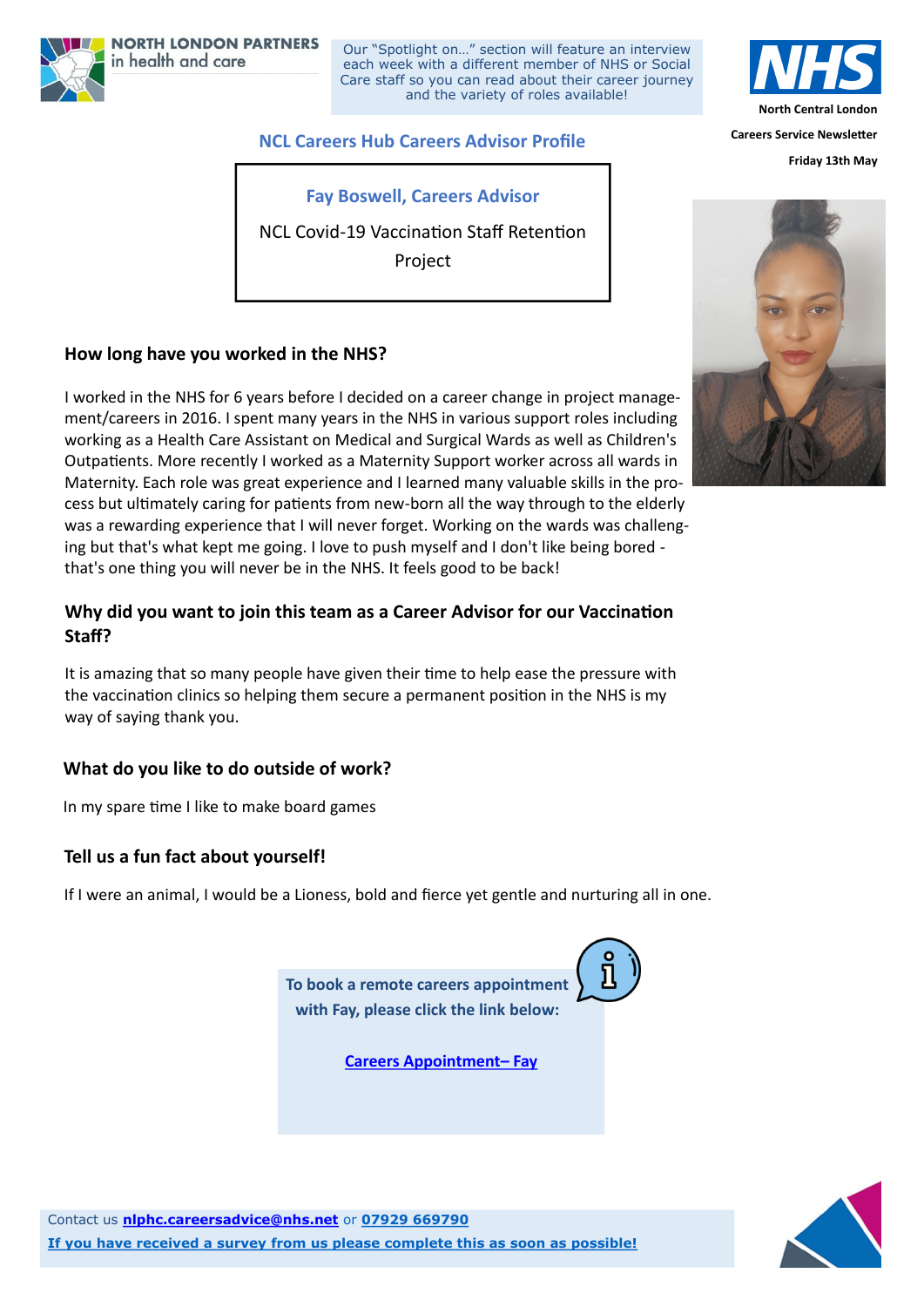NORTH LONDON PARTNERS in health and care

Our "Spotlight on..." section will feature an interview each week with a different member of NHS or Social Care staff so you can read about their career journey and the variety of roles available!

NHS North Central London

Careers Service Newsletter

Friday 13th May

## NCL Careers Hub Careers Advisor Profile

**Fay Boswell, Careers Advisor**

NCL Covid-19 Vaccination Staff Retention Project

### How long have you worked in the NHS?

I worked in the NHS for 6 years before I decided on a career change in project management/careers in 2016. I spent many years in the NHS in various support roles including working as a Health Care Assistant on Medical and Surgical Wards as well as Children's Outpatients. More recently I worked as a Maternity Support worker across all wards in Maternity. Each role was great experience and I learned many valuable skills in the process but ultimately caring for patients from new-born all the way through to the elderly was a rewarding experience that I will never forget. Working on the wards was challenging but that's what kept me going. I love to push myself and I don't like being bored - that's one thing you will never be in the NHS. It feels good to be back!

### Why did you want to join this team as a Career Advisor for our Vaccination Staff?

It is amazing that so many people have given their time to help ease the pressure with the vaccination clinics so helping them secure a permanent position in the NHS is my way of saying thank you.

### What do you like to do outside of work?

In my spare time I like to make board games

### Tell us a fun fact about yourself!

If I were an animal, I would be a Lioness, bold and fierce yet gentle and nurturing all in one.

**To book a remote careers appointment with Fay, please click the link below:**

**[Careers Appointment– Fay]**

Contact us **nlphc.careersadvice@nhs.net** or **07929 669790**

**If you have received a survey from us please complete this as soon as possible!**